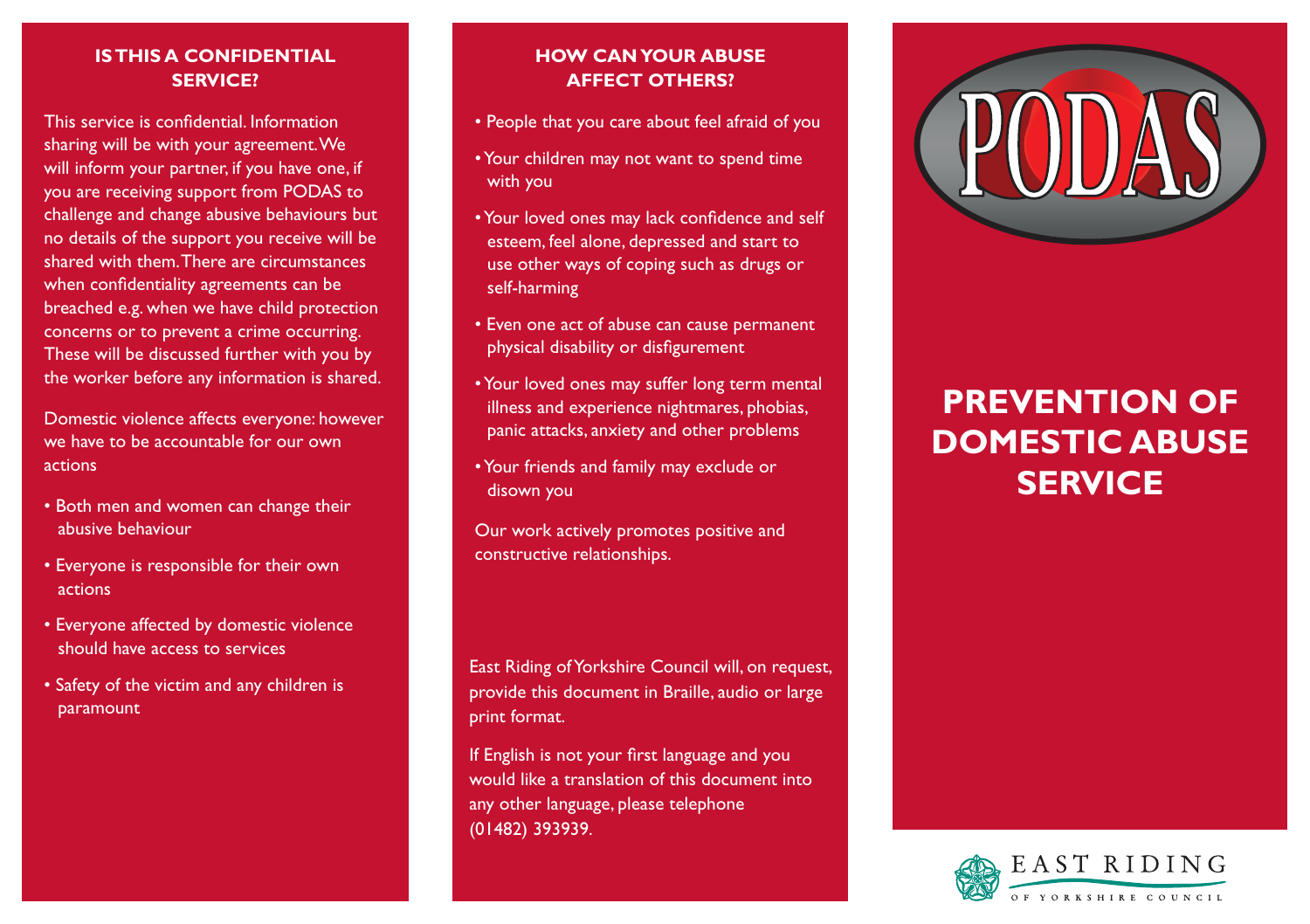## IS THIS A CONFIDENTIAL SERVICE?

This service is confidential. Information sharing will be with your agreement. We will inform your partner, if you have one, if you are receiving support from PODAS to challenge and change abusive behaviours but no details of the support you receive will be shared with them. There are circumstances when confidentiality agreements can be breached e.g. when we have child protection concerns or to prevent a crime occurring. These will be discussed further with you by the worker before any information is shared.

Domestic violence affects everyone: however we have to be accountable for our own actions

- Both men and women can change their abusive behaviour
- Everyone is responsible for their own actions
- Everyone affected by domestic violence should have access to services
- Safety of the victim and any children is paramount

## HOW CAN YOUR ABUSE AFFECT OTHERS?

- People that you care about feel afraid of you
- Your children may not want to spend time with you
- Your loved ones may lack confidence and self esteem, feel alone, depressed and start to use other ways of coping such as drugs or self-harming
- Even one act of abuse can cause permanent physical disability or disfigurement
- Your loved ones may suffer long term mental illness and experience nightmares, phobias, panic attacks, anxiety and other problems
- Your friends and family may exclude or disown you

Our work actively promotes positive and constructive relationships.

East Riding of Yorkshire Council will, on request, provide this document in Braille, audio or large print format.

If English is not your first language and you would like a translation of this document into any other language, please telephone (01482) 393939.

PODAS

# PREVENTION OF DOMESTIC ABUSE SERVICE

EAST RIDING OF YORKSHIRE COUNCIL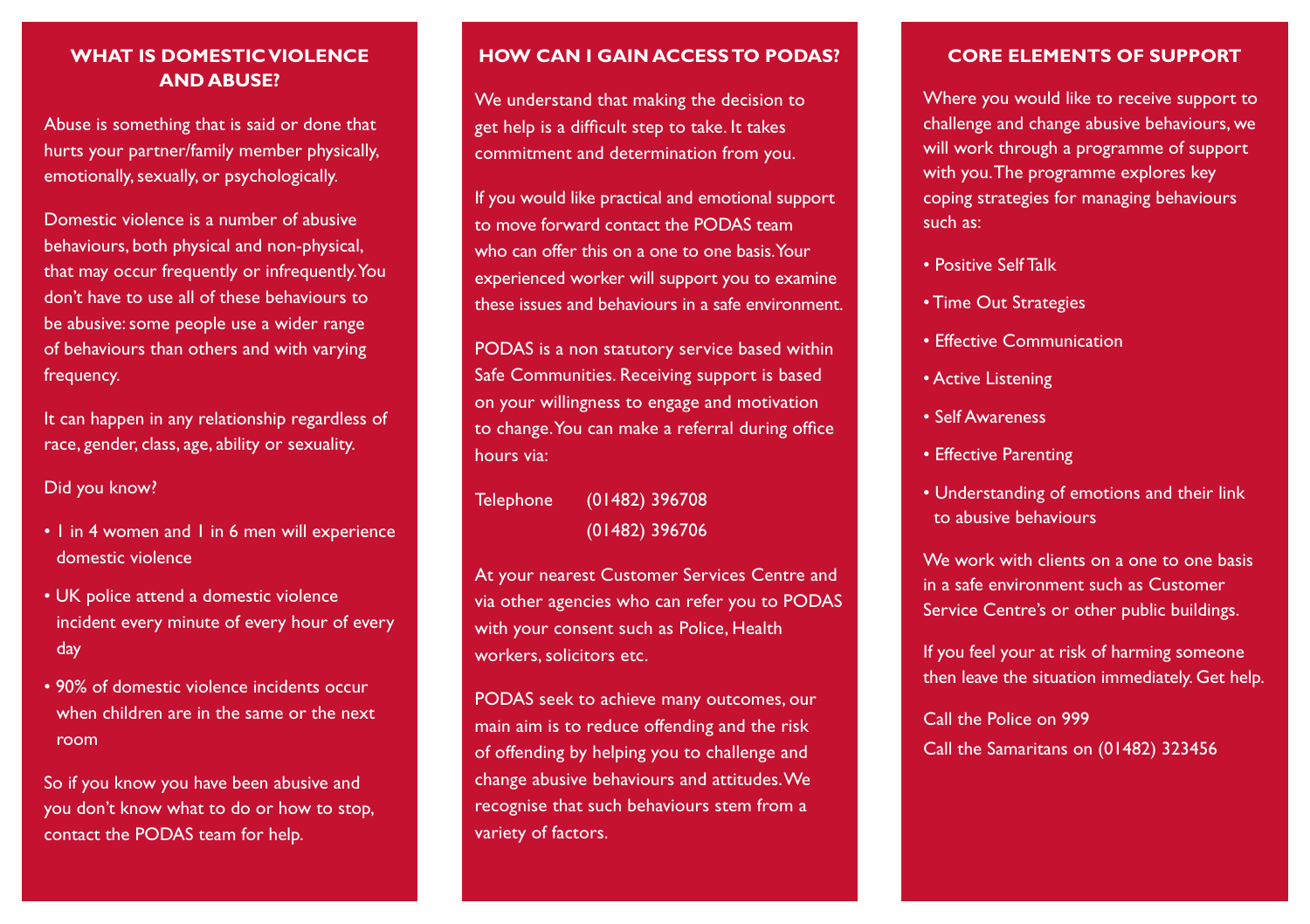## WHAT IS DOMESTIC VIOLENCE AND ABUSE?

Abuse is something that is said or done that hurts your partner/family member physically, emotionally, sexually, or psychologically.

Domestic violence is a number of abusive behaviours, both physical and non-physical, that may occur frequently or infrequently. You don't have to use all of these behaviours to be abusive: some people use a wider range of behaviours than others and with varying frequency.

It can happen in any relationship regardless of race, gender, class, age, ability or sexuality.

Did you know?

- 1 in 4 women and 1 in 6 men will experience domestic violence
- UK police attend a domestic violence incident every minute of every hour of every day
- 90% of domestic violence incidents occur when children are in the same or the next room

So if you know you have been abusive and you don't know what to do or how to stop, contact the PODAS team for help.

## HOW CAN I GAIN ACCESS TO PODAS?

We understand that making the decision to get help is a difficult step to take. It takes commitment and determination from you.

If you would like practical and emotional support to move forward contact the PODAS team who can offer this on a one to one basis. Your experienced worker will support you to examine these issues and behaviours in a safe environment.

PODAS is a non statutory service based within Safe Communities. Receiving support is based on your willingness to engage and motivation to change. You can make a referral during office hours via:

Telephone (01482) 396708
(01482) 396706

At your nearest Customer Services Centre and via other agencies who can refer you to PODAS with your consent such as Police, Health workers, solicitors etc.

PODAS seek to achieve many outcomes, our main aim is to reduce offending and the risk of offending by helping you to challenge and change abusive behaviours and attitudes. We recognise that such behaviours stem from a variety of factors.

## CORE ELEMENTS OF SUPPORT

Where you would like to receive support to challenge and change abusive behaviours, we will work through a programme of support with you. The programme explores key coping strategies for managing behaviours such as:

- Positive Self Talk
- Time Out Strategies
- Effective Communication
- Active Listening
- Self Awareness
- Effective Parenting
- Understanding of emotions and their link to abusive behaviours

We work with clients on a one to one basis in a safe environment such as Customer Service Centre's or other public buildings.

If you feel your at risk of harming someone then leave the situation immediately. Get help.

Call the Police on 999
Call the Samaritans on (01482) 323456